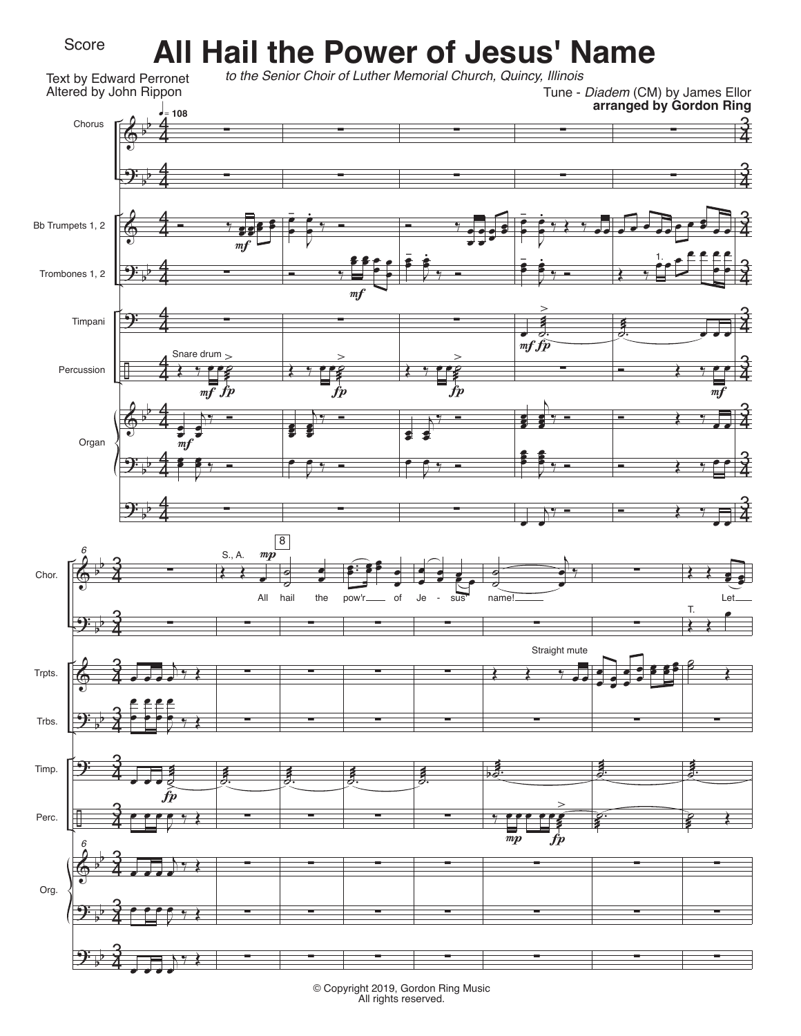Score

# All Hail the Power of Jesus' Name

*to the Senior Choir of Luther Memorial Church, Quincy, Illinois*

Text by Edward Perronet
Altered by John Rippon

Tune - *Diadem* (CM) by James Ellor
**arranged by Gordon Ring**

© Copyright 2019, Gordon Ring Music
All rights reserved.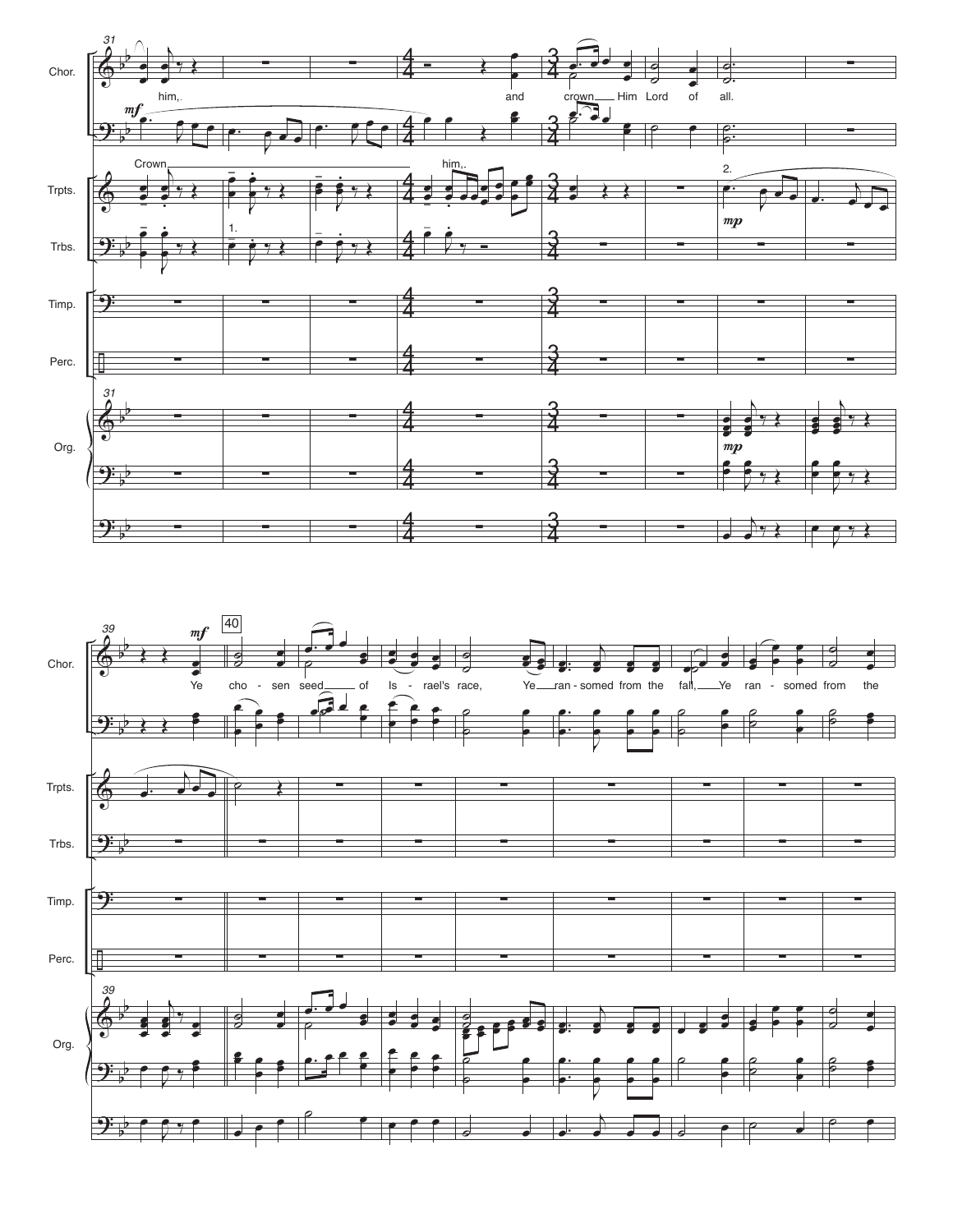him,. and crown Him Lord of all.

Crown him,.

Ye cho - sen seed of Is - rael's race, Ye ran - somed from the fall, Ye ran - somed from the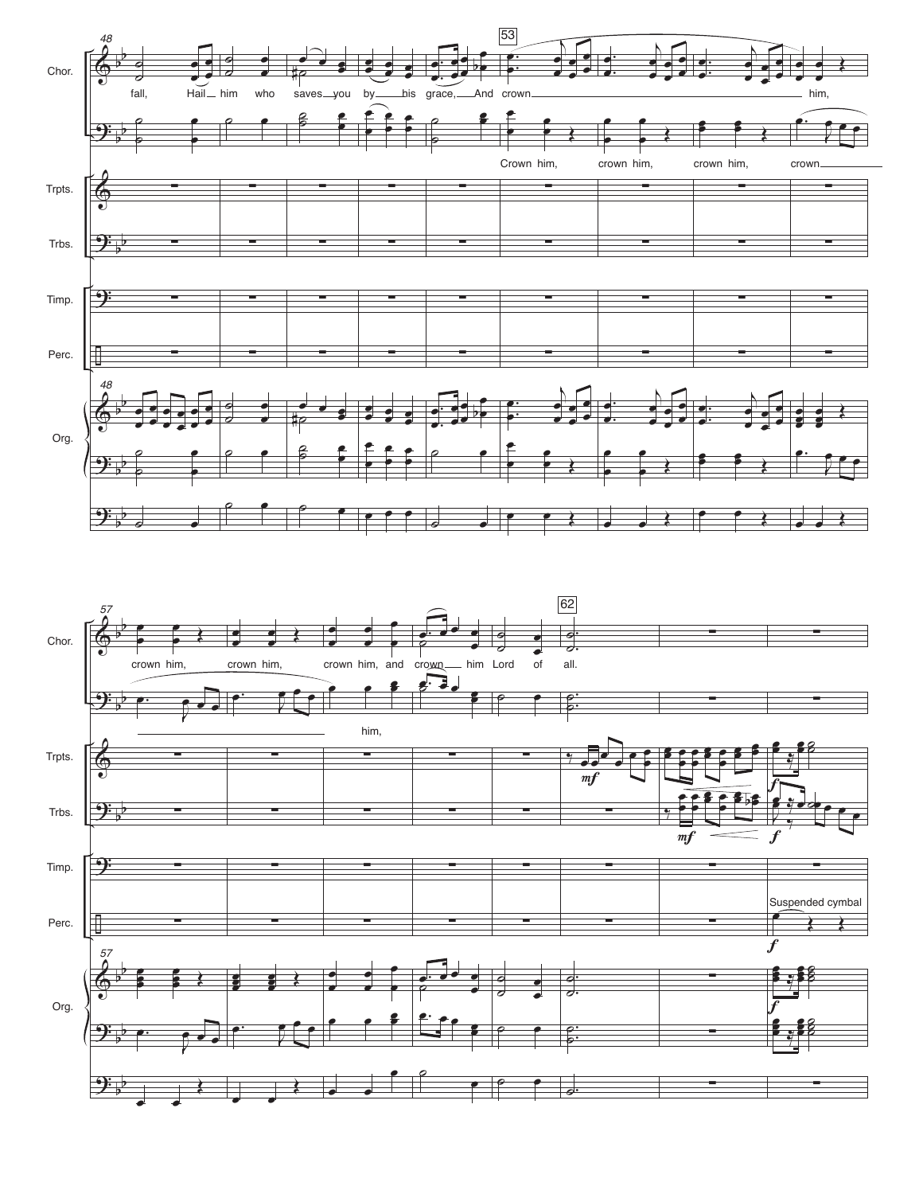48

Chor.

fall, Hail him who saves you by his grace, And crown him,

Crown him, crown him, crown him, crown

Trpts.

Trbs.

Timp.

Perc.

Org.

53

57

crown him, crown him, crown him, and crown him Lord of all.

him,

62

*mf*

*f*

Suspended cymbal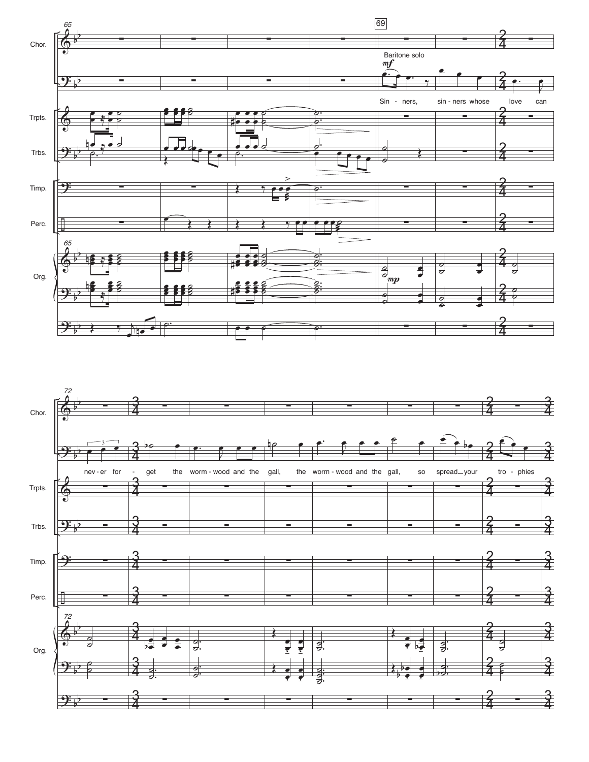65

69

Chor.

Baritone solo

*mf*

Sin - ners, sin - ners whose love can

Trpts.

Trbs.

Timp.

Perc.

Org.

*mp*

72

Chor.

nev - er for - get the worm - wood and the gall, the worm - wood and the gall, so spread your tro - phies

Trpts.

Trbs.

Timp.

Perc.

Org.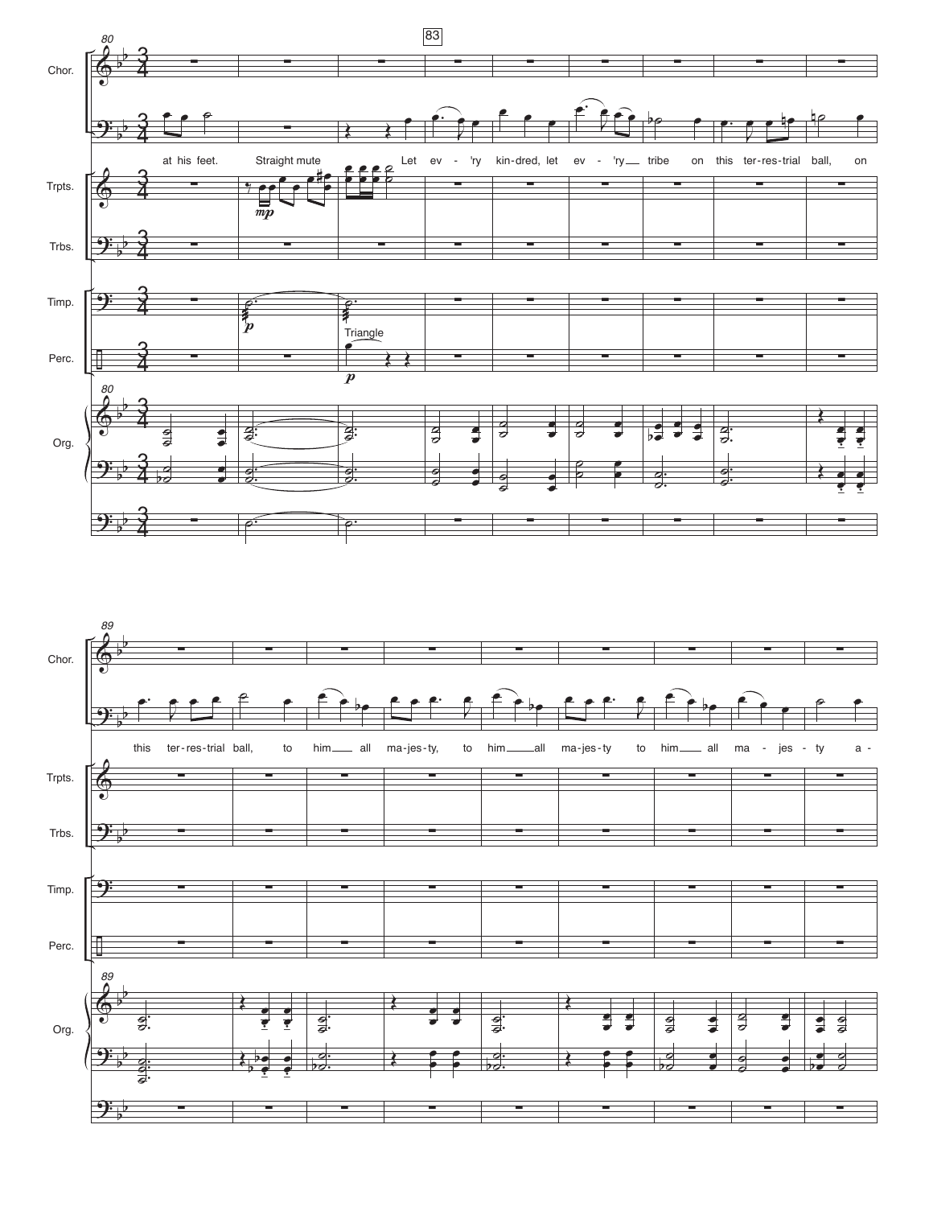Chor.

at his feet. Let ev - 'ry kin-dred, let ev - 'ry tribe on this ter-res-trial ball, on

this ter-res-trial ball, to him all ma-jes-ty, to him all ma-jes-ty to him all ma - jes - ty a -

Trpts. — Straight mute, *mp*

Trbs.

Timp. — *p*

Perc. — Triangle, *p*

Org.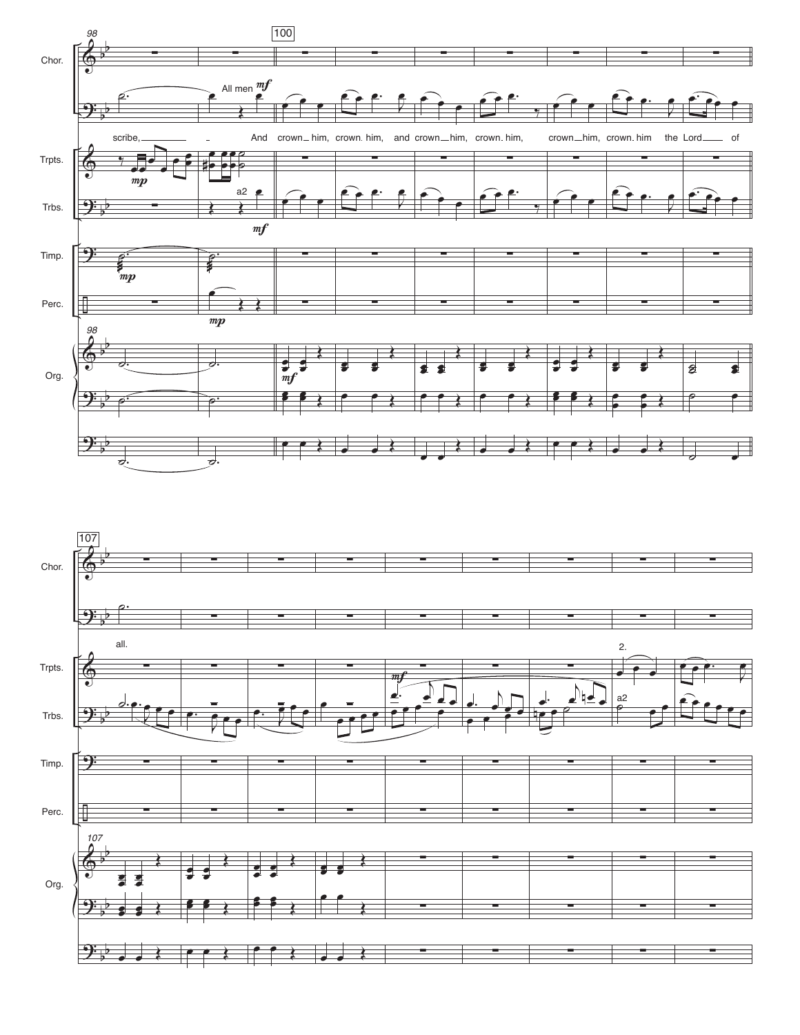98 | 100

Chor.

All men *mf*

scribe, — And crown him, crown him, and crown him, crown him, crown him, crown him the Lord of

Trpts. *mp*

Trbs. a2 *mf*

Timp. *mp*

Perc. *mp*

Org. *mf*

107

Chor.

all.

Trpts. *mf* 2.

Trbs. a2

Timp.

Perc.

Org.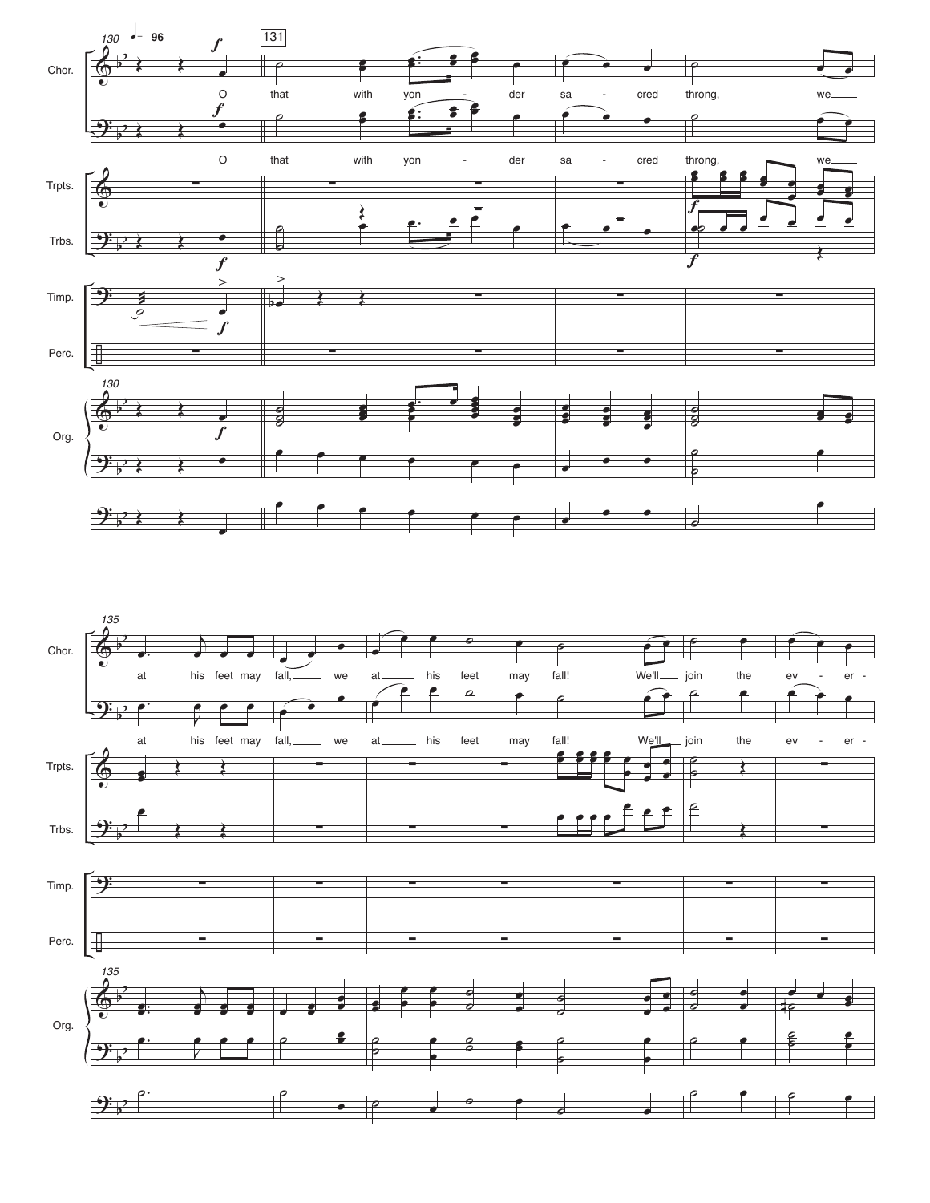130 ♩= 96

131

Chor.

O that with yon - der sa - cred throng, we at his feet may fall, we at his feet may fall! We'll join the ev - er -

Trpts.

Trbs.

Timp.

Perc.

Org.

135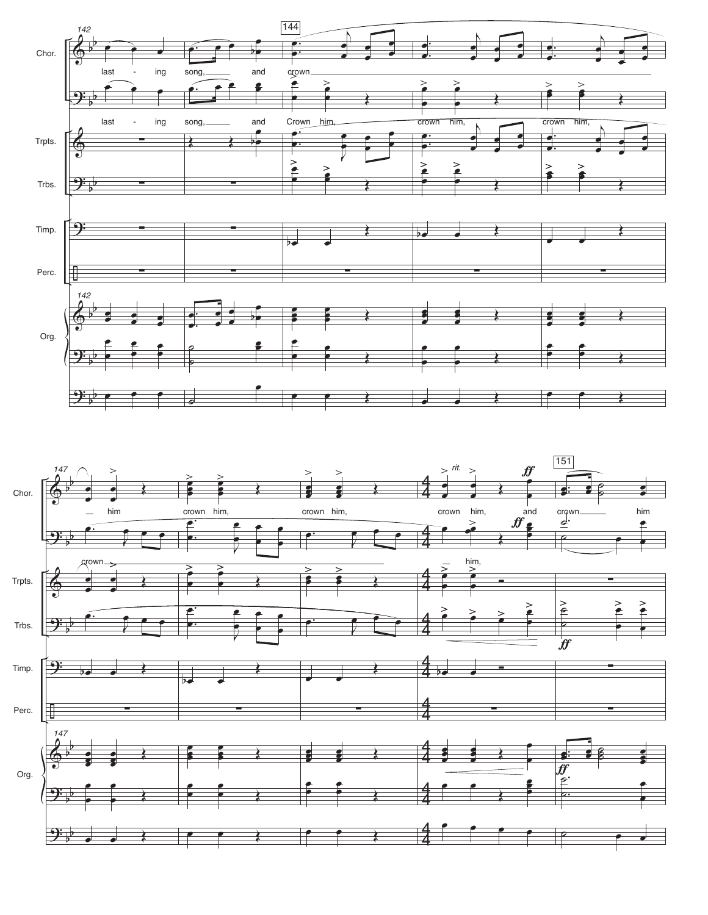142

Chor.: last - ing song, and crown

last - ing song, and Crown him, crown him, crown him,

144

Trpts.

Trbs.

Timp.

Perc.

Org.

147

Chor.: him crown him, crown him, crown him, and crown him

*rit.*

**ff**

151

Trpts.: crown him,

Trbs.

Timp.

Perc.

Org.